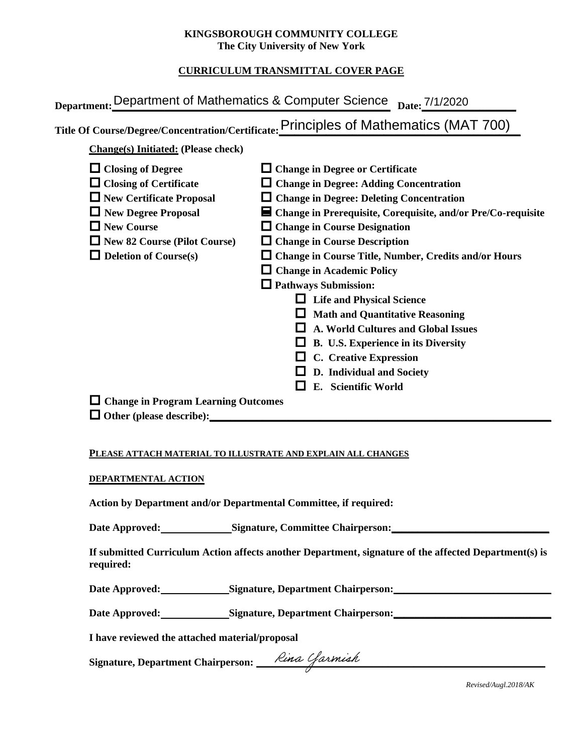**KINGSBOROUGH COMMUNITY COLLEGE**
**The City University of New York**

## CURRICULUM TRANSMITTAL COVER PAGE

**Department:** Department of Mathematics & Computer Science **Date:** 7/1/2020

**Title Of Course/Degree/Concentration/Certificate:** Principles of Mathematics (MAT 700)

**Change(s) Initiated:** (Please check)

- ☐ **Closing of Degree**
- ☐ **Closing of Certificate**
- ☐ **New Certificate Proposal**
- ☐ **New Degree Proposal**
- ☐ **New Course**
- ☐ **New 82 Course (Pilot Course)**
- ☐ **Deletion of Course(s)**
- ☐ **Change in Degree or Certificate**
- ☐ **Change in Degree: Adding Concentration**
- ☐ **Change in Degree: Deleting Concentration**
- ☒ **Change in Prerequisite, Corequisite, and/or Pre/Co-requisite**
- ☐ **Change in Course Designation**
- ☐ **Change in Course Description**
- ☐ **Change in Course Title, Number, Credits and/or Hours**
- ☐ **Change in Academic Policy**
- ☐ **Pathways Submission:**
  - ☐ **Life and Physical Science**
  - ☐ **Math and Quantitative Reasoning**
  - ☐ **A. World Cultures and Global Issues**
  - ☐ **B. U.S. Experience in its Diversity**
  - ☐ **C. Creative Expression**
  - ☐ **D. Individual and Society**
  - ☐ **E. Scientific World**
- ☐ **Change in Program Learning Outcomes**
- ☐ **Other (please describe):** ______________________

**PLEASE ATTACH MATERIAL TO ILLUSTRATE AND EXPLAIN ALL CHANGES**

**DEPARTMENTAL ACTION**

**Action by Department and/or Departmental Committee, if required:**

**Date Approved:** __________ **Signature, Committee Chairperson:** ______________________

**If submitted Curriculum Action affects another Department, signature of the affected Department(s) is required:**

**Date Approved:** __________ **Signature, Department Chairperson:** ______________________

**Date Approved:** __________ **Signature, Department Chairperson:** ______________________

**I have reviewed the attached material/proposal**

**Signature, Department Chairperson:** *Rina Yarmish*

*Revised/Augl.2018/AK*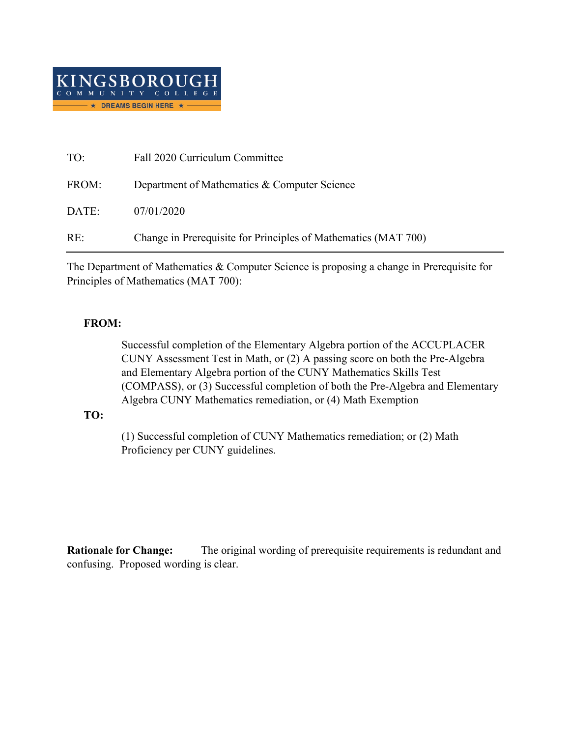KINGSBOROUGH COMMUNITY COLLEGE

★ DREAMS BEGIN HERE ★

TO: Fall 2020 Curriculum Committee

FROM: Department of Mathematics & Computer Science

DATE: 07/01/2020

RE: Change in Prerequisite for Principles of Mathematics (MAT 700)

---

The Department of Mathematics & Computer Science is proposing a change in Prerequisite for Principles of Mathematics (MAT 700):

**FROM:**

Successful completion of the Elementary Algebra portion of the ACCUPLACER CUNY Assessment Test in Math, or (2) A passing score on both the Pre-Algebra and Elementary Algebra portion of the CUNY Mathematics Skills Test (COMPASS), or (3) Successful completion of both the Pre-Algebra and Elementary Algebra CUNY Mathematics remediation, or (4) Math Exemption

**TO:**

(1) Successful completion of CUNY Mathematics remediation; or (2) Math Proficiency per CUNY guidelines.

**Rationale for Change:** The original wording of prerequisite requirements is redundant and confusing. Proposed wording is clear.